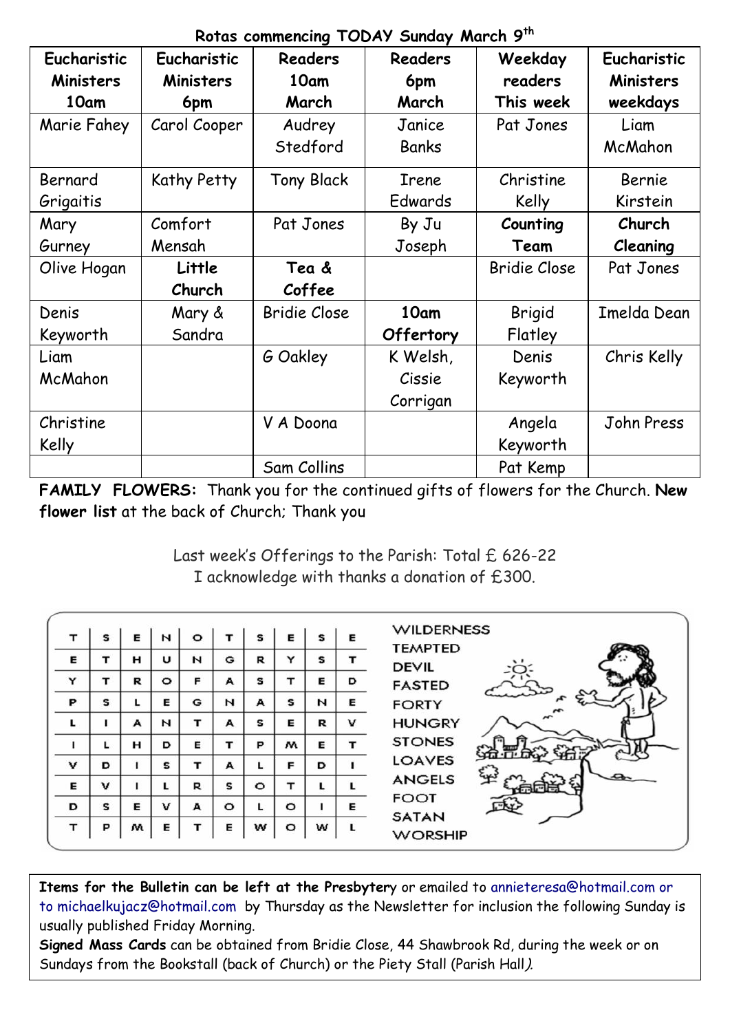**Rotas commencing TODAY Sunday March 9th**

| Eucharistic Ministers 10am | Eucharistic Ministers 6pm | Readers 10am March | Readers 6pm March | Weekday readers This week | Eucharistic Ministers weekdays |
|---|---|---|---|---|---|
| Marie Fahey | Carol Cooper | Audrey Stedford | Janice Banks | Pat Jones | Liam McMahon |
| Bernard Grigaitis | Kathy Petty | Tony Black | Irene Edwards | Christine Kelly | Bernie Kirstein |
| Mary Gurney | Comfort Mensah | Pat Jones | By Ju Joseph | **Counting Team** | **Church Cleaning** |
| Olive Hogan | **Little Church** | **Tea & Coffee** | | Bridie Close | Pat Jones |
| Denis Keyworth | Mary & Sandra | Bridie Close | **10am Offertory** | Brigid Flatley | Imelda Dean |
| Liam McMahon | | G Oakley | K Welsh, Cissie Corrigan | Denis Keyworth | Chris Kelly |
| Christine Kelly | | V A Doona | | Angela Keyworth | John Press |
| | | Sam Collins | | Pat Kemp | |

**FAMILY FLOWERS:** Thank you for the continued gifts of flowers for the Church. **New flower list** at the back of Church; Thank you

Last week's Offerings to the Parish: Total £ 626-22
I acknowledge with thanks a donation of £300.

| | | | | | | | | | |
|---|---|---|---|---|---|---|---|---|---|
| T | S | E | N | O | T | S | E | S | E |
| E | T | H | U | N | G | R | Y | S | T |
| Y | T | R | O | F | A | S | T | E | D |
| P | S | L | E | G | N | A | S | N | E |
| L | I | A | N | T | A | S | E | R | V |
| I | L | H | D | E | T | P | M | E | T |
| V | D | I | S | T | A | L | F | D | I |
| E | V | I | L | R | S | O | T | L | L |
| D | S | E | V | A | O | L | O | I | E |
| T | P | M | E | T | E | W | O | W | L |

WILDERNESS
TEMPTED
DEVIL
FASTED
FORTY
HUNGRY
STONES
LOAVES
ANGELS
FOOT
SATAN
WORSHIP

**Items for the Bulletin can be left at the Presbytery** or emailed to annieteresa@hotmail.com or to michaelkujacz@hotmail.com by Thursday as the Newsletter for inclusion the following Sunday is usually published Friday Morning.

**Signed Mass Cards** can be obtained from Bridie Close, 44 Shawbrook Rd, during the week or on Sundays from the Bookstall (back of Church) or the Piety Stall (Parish Hall).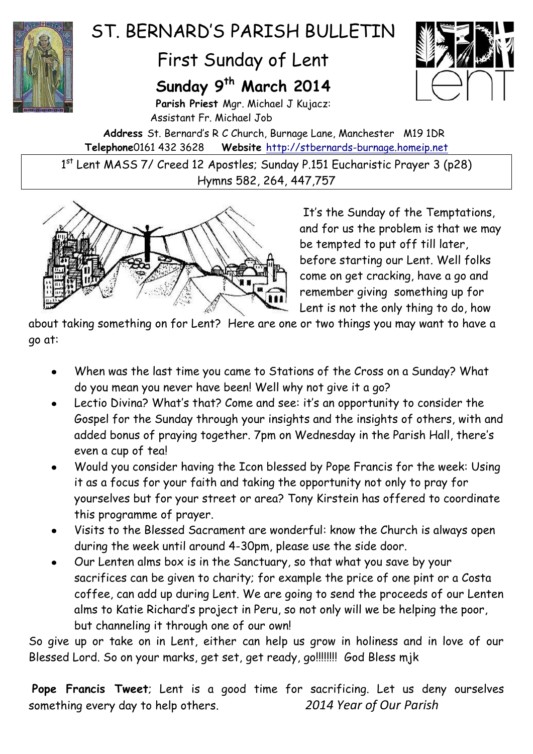# ST. BERNARD'S PARISH BULLETIN

## First Sunday of Lent

### Sunday 9th March 2014

**Parish Priest** Mgr. Michael J Kujacz:
Assistant Fr. Michael Job

**Address** St. Bernard's R C Church, Burnage Lane, Manchester M19 1DR
**Telephone**0161 432 3628 **Website** http://stbernards-burnage.homeip.net

1st Lent MASS 7/ Creed 12 Apostles; Sunday P.151 Eucharistic Prayer 3 (p28)
Hymns 582, 264, 447,757

It's the Sunday of the Temptations, and for us the problem is that we may be tempted to put off till later, before starting our Lent. Well folks come on get cracking, have a go and remember giving something up for Lent is not the only thing to do, how about taking something on for Lent? Here are one or two things you may want to have a go at:

- When was the last time you came to Stations of the Cross on a Sunday? What do you mean you never have been! Well why not give it a go?
- Lectio Divina? What's that? Come and see: it's an opportunity to consider the Gospel for the Sunday through your insights and the insights of others, with and added bonus of praying together. 7pm on Wednesday in the Parish Hall, there's even a cup of tea!
- Would you consider having the Icon blessed by Pope Francis for the week: Using it as a focus for your faith and taking the opportunity not only to pray for yourselves but for your street or area? Tony Kirstein has offered to coordinate this programme of prayer.
- Visits to the Blessed Sacrament are wonderful: know the Church is always open during the week until around 4-30pm, please use the side door.
- Our Lenten alms box is in the Sanctuary, so that what you save by your sacrifices can be given to charity; for example the price of one pint or a Costa coffee, can add up during Lent. We are going to send the proceeds of our Lenten alms to Katie Richard's project in Peru, so not only will we be helping the poor, but channeling it through one of our own!

So give up or take on in Lent, either can help us grow in holiness and in love of our Blessed Lord. So on your marks, get set, get ready, go!!!!!!!! God Bless mjk

**Pope Francis Tweet**; Lent is a good time for sacrificing. Let us deny ourselves something every day to help others. *2014 Year of Our Parish*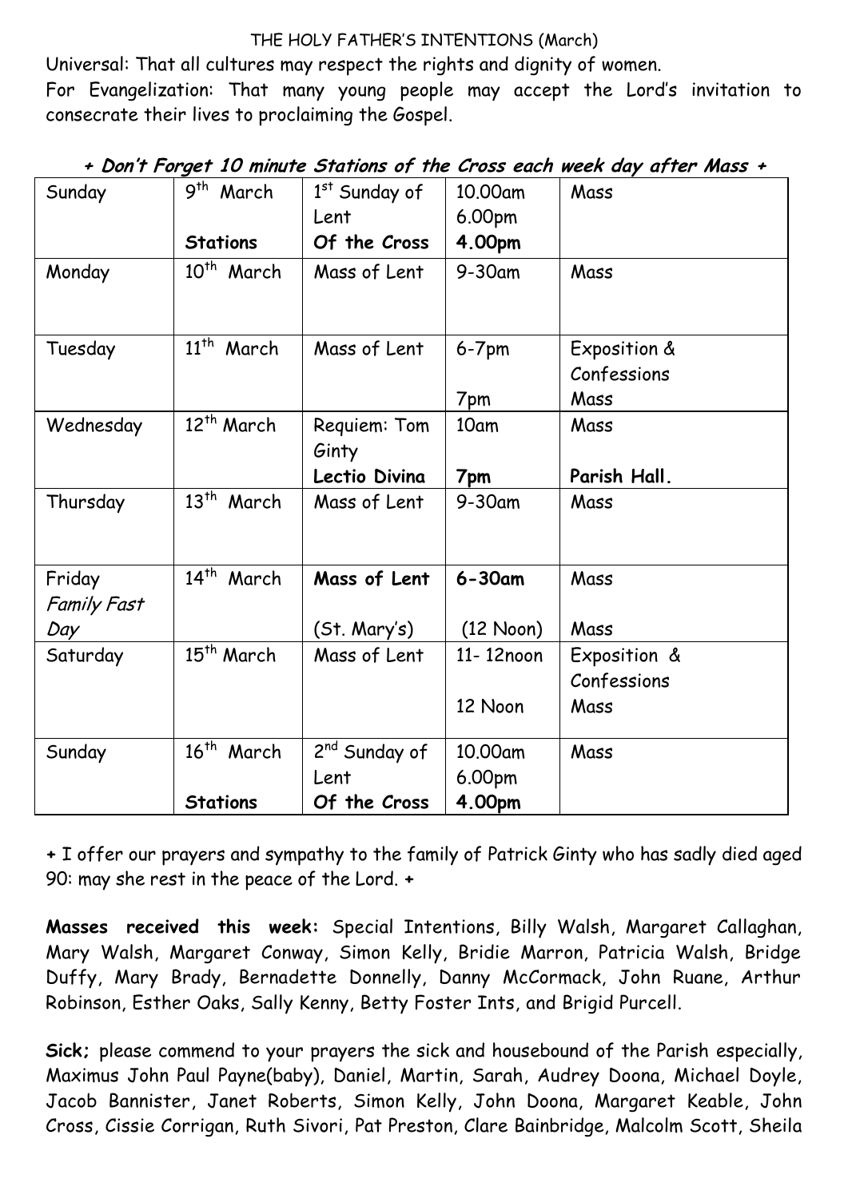THE HOLY FATHER'S INTENTIONS (March)

Universal: That all cultures may respect the rights and dignity of women.

For Evangelization: That many young people may accept the Lord's invitation to consecrate their lives to proclaiming the Gospel.

***+ Don't Forget 10 minute Stations of the Cross each week day after Mass +***

| | | | | |
|---|---|---|---|---|
| Sunday | 9th March<br><br>**Stations** | 1st Sunday of Lent<br>**Of the Cross** | 10.00am<br>6.00pm<br>**4.00pm** | Mass |
| Monday | 10th March | Mass of Lent | 9-30am | Mass |
| Tuesday | 11th March | Mass of Lent | 6-7pm<br><br>7pm | Exposition & Confessions<br>Mass |
| Wednesday | 12th March | Requiem: Tom Ginty<br>**Lectio Divina** | 10am<br><br>**7pm** | Mass<br><br>**Parish Hall.** |
| Thursday | 13th March | Mass of Lent | 9-30am | Mass |
| Friday<br>*Family Fast Day* | 14th March | **Mass of Lent**<br><br>(St. Mary's) | **6-30am**<br><br>(12 Noon) | Mass<br><br>Mass |
| Saturday | 15th March | Mass of Lent | 11- 12noon<br><br>12 Noon | Exposition & Confessions<br>Mass |
| Sunday | 16th March<br><br>**Stations** | 2nd Sunday of Lent<br>**Of the Cross** | 10.00am<br>6.00pm<br>**4.00pm** | Mass |

+ I offer our prayers and sympathy to the family of Patrick Ginty who has sadly died aged 90: may she rest in the peace of the Lord. +

**Masses received this week:** Special Intentions, Billy Walsh, Margaret Callaghan, Mary Walsh, Margaret Conway, Simon Kelly, Bridie Marron, Patricia Walsh, Bridge Duffy, Mary Brady, Bernadette Donnelly, Danny McCormack, John Ruane, Arthur Robinson, Esther Oaks, Sally Kenny, Betty Foster Ints, and Brigid Purcell.

**Sick;** please commend to your prayers the sick and housebound of the Parish especially, Maximus John Paul Payne(baby), Daniel, Martin, Sarah, Audrey Doona, Michael Doyle, Jacob Bannister, Janet Roberts, Simon Kelly, John Doona, Margaret Keable, John Cross, Cissie Corrigan, Ruth Sivori, Pat Preston, Clare Bainbridge, Malcolm Scott, Sheila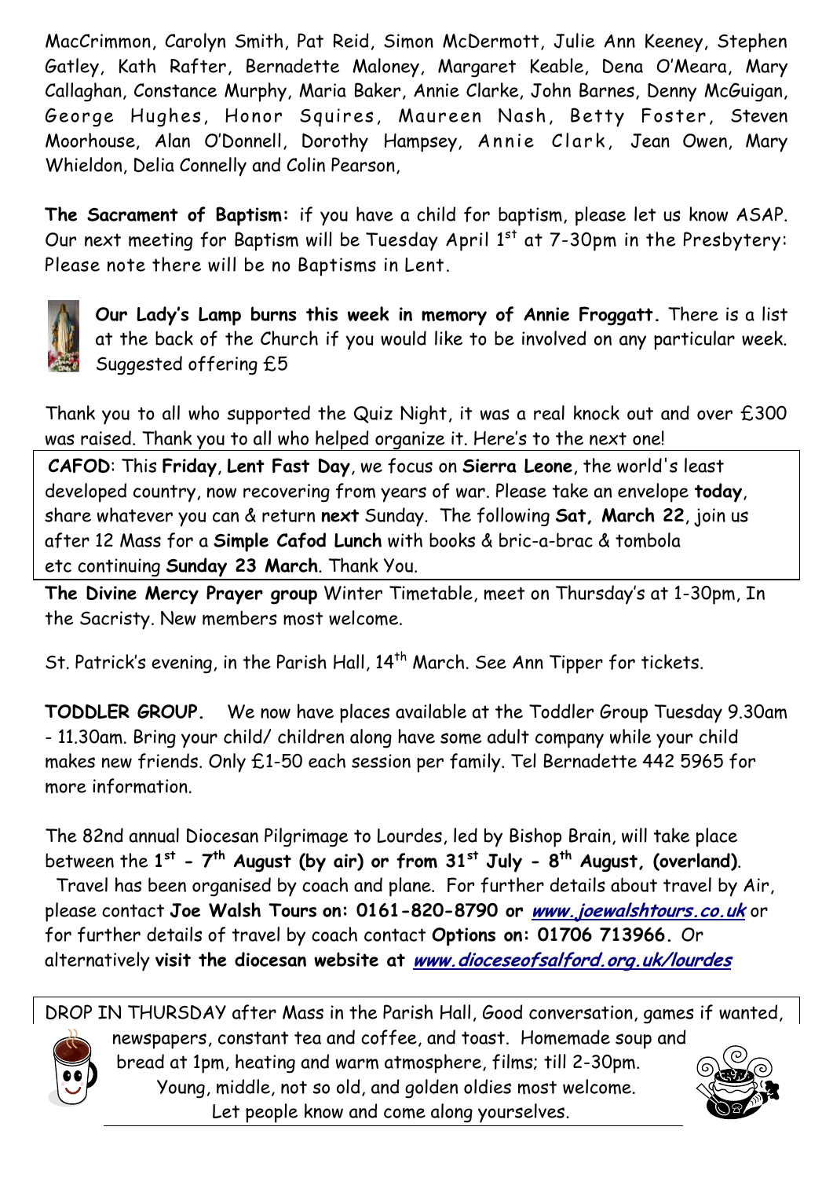MacCrimmon, Carolyn Smith, Pat Reid, Simon McDermott, Julie Ann Keeney, Stephen Gatley, Kath Rafter, Bernadette Maloney, Margaret Keable, Dena O'Meara, Mary Callaghan, Constance Murphy, Maria Baker, Annie Clarke, John Barnes, Denny McGuigan, George Hughes, Honor Squires, Maureen Nash, Betty Foster, Steven Moorhouse, Alan O'Donnell, Dorothy Hampsey, Annie Clark, Jean Owen, Mary Whieldon, Delia Connelly and Colin Pearson,

**The Sacrament of Baptism:** if you have a child for baptism, please let us know ASAP. Our next meeting for Baptism will be Tuesday April 1st at 7-30pm in the Presbytery: Please note there will be no Baptisms in Lent.

**Our Lady's Lamp burns this week in memory of Annie Froggatt.** There is a list at the back of the Church if you would like to be involved on any particular week. Suggested offering £5

Thank you to all who supported the Quiz Night, it was a real knock out and over £300 was raised. Thank you to all who helped organize it. Here's to the next one!

**CAFOD**: This **Friday**, **Lent Fast Day**, we focus on **Sierra Leone**, the world's least developed country, now recovering from years of war. Please take an envelope **today**, share whatever you can & return **next** Sunday. The following **Sat, March 22**, join us after 12 Mass for a **Simple Cafod Lunch** with books & bric-a-brac & tombola etc continuing **Sunday 23 March**. Thank You.

**The Divine Mercy Prayer group** Winter Timetable, meet on Thursday's at 1-30pm, In the Sacristy. New members most welcome.

St. Patrick's evening, in the Parish Hall, 14th March. See Ann Tipper for tickets.

**TODDLER GROUP.** We now have places available at the Toddler Group Tuesday 9.30am - 11.30am. Bring your child/ children along have some adult company while your child makes new friends. Only £1-50 each session per family. Tel Bernadette 442 5965 for more information.

The 82nd annual Diocesan Pilgrimage to Lourdes, led by Bishop Brain, will take place between the **1st - 7th August (by air) or from 31st July - 8th August, (overland)**. Travel has been organised by coach and plane. For further details about travel by Air, please contact **Joe Walsh Tours on: 0161-820-8790 or www.joewalshtours.co.uk** or for further details of travel by coach contact **Options on: 01706 713966.** Or alternatively **visit the diocesan website at www.dioceseofsalford.org.uk/lourdes**

DROP IN THURSDAY after Mass in the Parish Hall, Good conversation, games if wanted, newspapers, constant tea and coffee, and toast. Homemade soup and bread at 1pm, heating and warm atmosphere, films; till 2-30pm. Young, middle, not so old, and golden oldies most welcome. Let people know and come along yourselves.